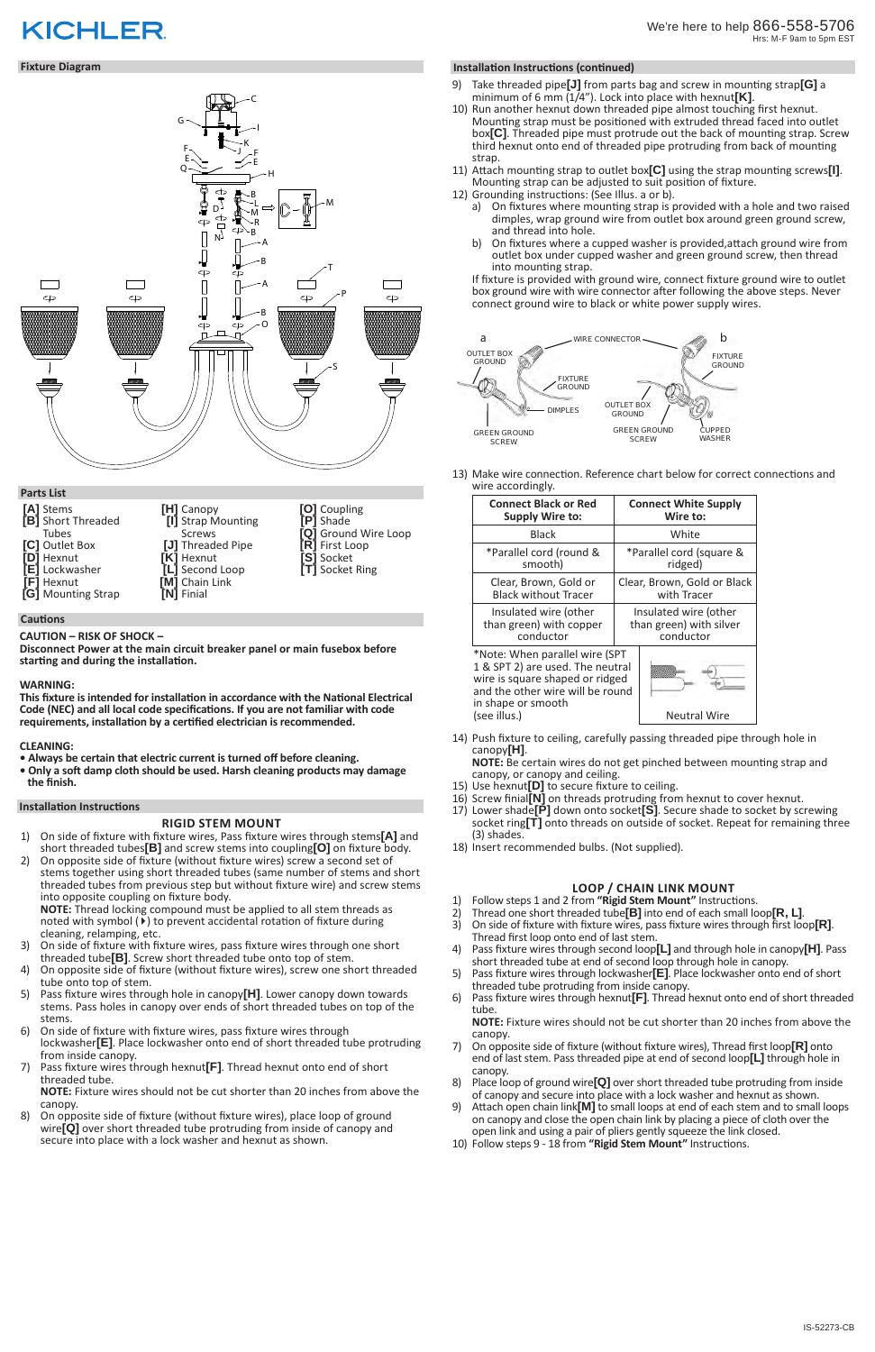# KICHLER

We're here to help 866-558-5706
Hrs: M-F 9am to 5pm EST

## Fixture Diagram

C
G
I
K
F
J
F
E
E
Q
H
B
L
D
M
M
R
N
B
A
B
T
A
P
B
O
S

## Parts List

[A] Stems
[B] Short Threaded Tubes
[C] Outlet Box
[D] Hexnut
[E] Lockwasher
[F] Hexnut
[G] Mounting Strap
[H] Canopy
[I] Strap Mounting Screws
[J] Threaded Pipe
[K] Hexnut
[L] Second Loop
[M] Chain Link
[N] Finial
[O] Coupling
[P] Shade
[Q] Ground Wire Loop
[R] First Loop
[S] Socket
[T] Socket Ring

## Cautions

**CAUTION – RISK OF SHOCK –**
**Disconnect Power at the main circuit breaker panel or main fusebox before starting and during the installation.**

**WARNING:**
**This fixture is intended for installation in accordance with the National Electrical Code (NEC) and all local code specifications. If you are not familiar with code requirements, installation by a certified electrician is recommended.**

**CLEANING:**
- **Always be certain that electric current is turned off before cleaning.**
- **Only a soft damp cloth should be used. Harsh cleaning products may damage the finish.**

## Installation Instructions

### RIGID STEM MOUNT

1) On side of fixture with fixture wires, Pass fixture wires through stems[A] and short threaded tubes[B] and screw stems into coupling[O] on fixture body.
2) On opposite side of fixture (without fixture wires) screw a second set of stems together using short threaded tubes (same number of stems and short threaded tubes from previous step but without fixture wire) and screw stems into opposite coupling on fixture body.
   **NOTE:** Thread locking compound must be applied to all stem threads as noted with symbol (◗) to prevent accidental rotation of fixture during cleaning, relamping, etc.
3) On side of fixture with fixture wires, pass fixture wires through one short threaded tube[B]. Screw short threaded tube onto top of stem.
4) On opposite side of fixture (without fixture wires), screw one short threaded tube onto top of stem.
5) Pass fixture wires through hole in canopy[H]. Lower canopy down towards stems. Pass holes in canopy over ends of short threaded tubes on top of the stems.
6) On side of fixture with fixture wires, pass fixture wires through lockwasher[E]. Place lockwasher onto end of short threaded tube protruding from inside canopy.
7) Pass fixture wires through hexnut[F]. Thread hexnut onto end of short threaded tube.
   **NOTE:** Fixture wires should not be cut shorter than 20 inches from above the canopy.
8) On opposite side of fixture (without fixture wires), place loop of ground wire[Q] over short threaded tube protruding from inside of canopy and secure into place with a lock washer and hexnut as shown.

## Installation Instructions (continued)

9) Take threaded pipe[J] from parts bag and screw in mounting strap[G] a minimum of 6 mm (1/4"). Lock into place with hexnut[K].
10) Run another hexnut down threaded pipe almost touching first hexnut. Mounting strap must be positioned with extruded thread faced into outlet box[C]. Threaded pipe must protrude out the back of mounting strap. Screw third hexnut onto end of threaded pipe protruding from back of mounting strap.
11) Attach mounting strap to outlet box[C] using the strap mounting screws[I]. Mounting strap can be adjusted to suit position of fixture.
12) Grounding instructions: (See Illus. a or b).
   a) On fixtures where mounting strap is provided with a hole and two raised dimples, wrap ground wire from outlet box around green ground screw, and thread into hole.
   b) On fixtures where a cupped washer is provided,attach ground wire from outlet box under cupped washer and green ground screw, then thread into mounting strap.

   If fixture is provided with ground wire, connect fixture ground wire to outlet box ground wire with wire connector after following the above steps. Never connect ground wire to black or white power supply wires.

a
OUTLET BOX GROUND
WIRE CONNECTOR
FIXTURE GROUND
DIMPLES
GREEN GROUND SCREW
b
FIXTURE GROUND
OUTLET BOX GROUND
GREEN GROUND SCREW
CUPPED WASHER

13) Make wire connection. Reference chart below for correct connections and wire accordingly.

| Connect Black or Red Supply Wire to: | Connect White Supply Wire to: |
|---|---|
| Black | White |
| *Parallel cord (round & smooth) | *Parallel cord (square & ridged) |
| Clear, Brown, Gold or Black without Tracer | Clear, Brown, Gold or Black with Tracer |
| Insulated wire (other than green) with copper conductor | Insulated wire (other than green) with silver conductor |
| *Note: When parallel wire (SPT 1 & SPT 2) are used. The neutral wire is square shaped or ridged and the other wire will be round in shape or smooth (see illus.) | Neutral Wire |

14) Push fixture to ceiling, carefully passing threaded pipe through hole in canopy[H].
    **NOTE:** Be certain wires do not get pinched between mounting strap and canopy, or canopy and ceiling.
15) Use hexnut[D] to secure fixture to ceiling.
16) Screw finial[N] on threads protruding from hexnut to cover hexnut.
17) Lower shade[P] down onto socket[S]. Secure shade to socket by screwing socket ring[T] onto threads on outside of socket. Repeat for remaining three (3) shades.
18) Insert recommended bulbs. (Not supplied).

### LOOP / CHAIN LINK MOUNT

1) Follow steps 1 and 2 from **"Rigid Stem Mount"** Instructions.
2) Thread one short threaded tube[B] into end of each small loop[R, L].
3) On side of fixture with fixture wires, pass fixture wires through first loop[R]. Thread first loop onto end of last stem.
4) Pass fixture wires through second loop[L] and through hole in canopy[H]. Pass short threaded tube at end of second loop through hole in canopy.
5) Pass fixture wires through lockwasher[E]. Place lockwasher onto end of short threaded tube protruding from inside canopy.
6) Pass fixture wires through hexnut[F]. Thread hexnut onto end of short threaded tube.
   **NOTE:** Fixture wires should not be cut shorter than 20 inches from above the canopy.
7) On opposite side of fixture (without fixture wires), Thread first loop[R] onto end of last stem. Pass threaded pipe at end of second loop[L] through hole in canopy.
8) Place loop of ground wire[Q] over short threaded tube protruding from inside of canopy and secure into place with a lock washer and hexnut as shown.
9) Attach open chain link[M] to small loops at end of each stem and to small loops on canopy and close the open chain link by placing a piece of cloth over the open link and using a pair of pliers gently squeeze the link closed.
10) Follow steps 9 - 18 from **"Rigid Stem Mount"** Instructions.

IS-52273-CB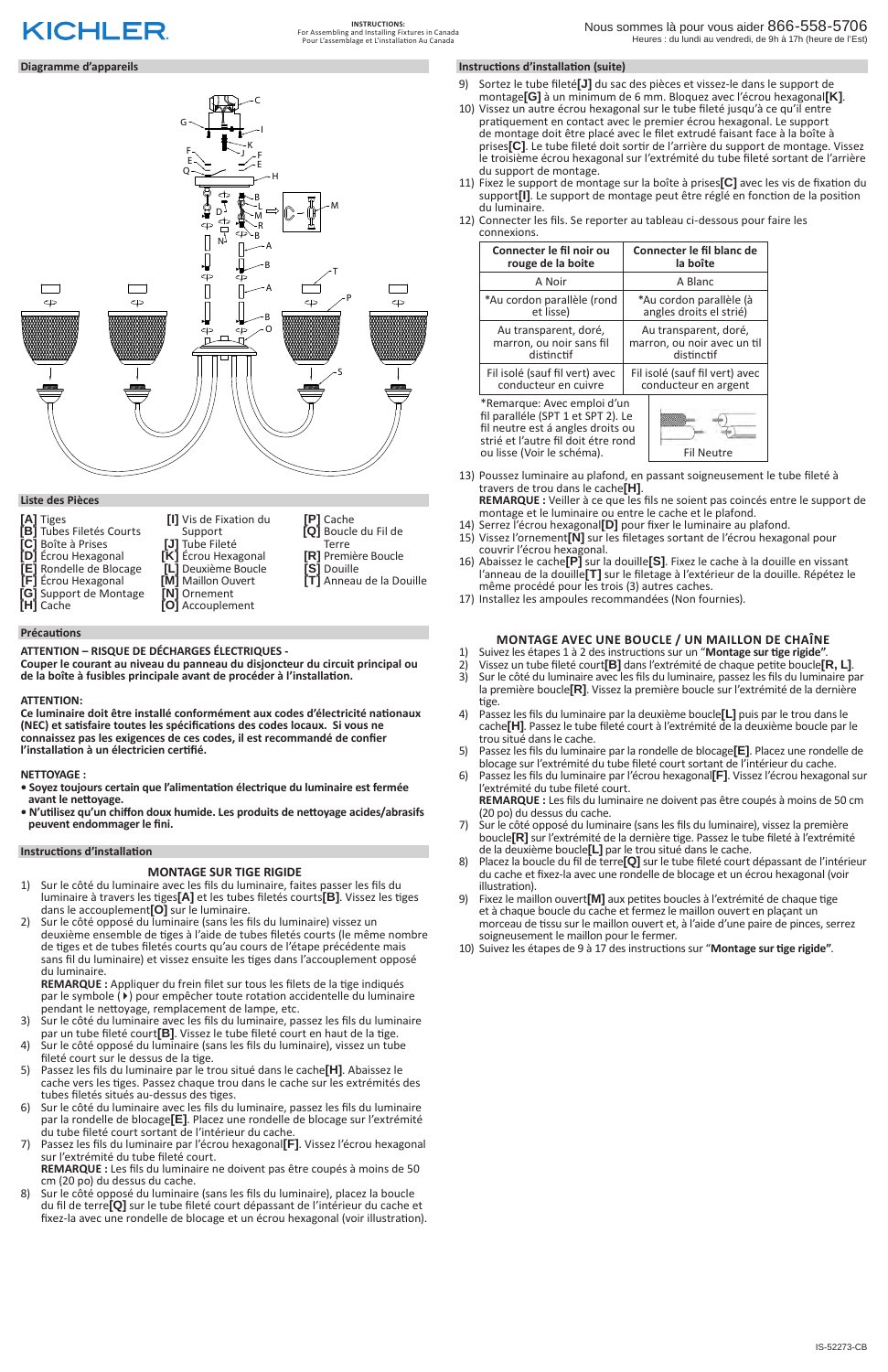# KICHLER

INSTRUCTIONS:
For Assembling and Installing Fixtures in Canada
Pour L'assemblage et L'installation Au Canada

Nous sommes là pour vous aider 866-558-5706
Heures : du lundi au vendredi, de 9h à 17h (heure de l'Est)

## Diagramme d'appareils

C
G
I
K
F
J
F
E
E
Q
H
B
D
L
M
M
R
N
B
A
B
T
A
P
B
O
S

## Liste des Pièces

**[A]** Tiges
**[B]** Tubes Filetés Courts
**[C]** Boîte à Prises
**[D]** Écrou Hexagonal
**[E]** Rondelle de Blocage
**[F]** Écrou Hexagonal
**[G]** Support de Montage
**[H]** Cache
**[I]** Vis de Fixation du Support
**[J]** Tube Fileté
**[K]** Écrou Hexagonal
**[L]** Deuxième Boucle
**[M]** Maillon Ouvert
**[N]** Ornement
**[O]** Accouplement
**[P]** Cache
**[Q]** Boucle du Fil de Terre
**[R]** Première Boucle
**[S]** Douille
**[T]** Anneau de la Douille

## Précautions

**ATTENTION – RISQUE DE DÉCHARGES ÉLECTRIQUES -**
**Couper le courant au niveau du panneau du disjoncteur du circuit principal ou de la boîte à fusibles principale avant de procéder à l'installation.**

**ATTENTION:**
**Ce luminaire doit être installé conformément aux codes d'électricité nationaux (NEC) et satisfaire toutes les spécifications de codes locaux. Si vous ne connaissez pas les exigences de ces codes, il est recommandé de confier l'installation à un électricien certifié.**

**NETTOYAGE :**
- **Soyez toujours certain que l'alimentation électrique du luminaire est fermée avant le nettoyage.**
- **N'utilisez qu'un chiffon doux humide. Les produits de nettoyage acides/abrasifs peuvent endommager le fini.**

## Instructions d'installation

### MONTAGE SUR TIGE RIGIDE

1) Sur le côté du luminaire avec les fils du luminaire, faites passer les fils du luminaire à travers les tiges**[A]** et les tubes filetés courts**[B]**. Vissez les tiges dans le accouplement**[O]** sur le luminaire.
2) Sur le côté opposé du luminaire (sans les fils du luminaire) vissez un deuxième ensemble de tiges à l'aide de tubes filetés courts (le même nombre de tiges et de tubes filetés courts qu'au cours de l'étape précédente mais sans fil du luminaire) et vissez ensuite les tiges dans l'accouplement opposé du luminaire.
   **REMARQUE :** Appliquer du frein filet sur tous les filets de la tige indiqués par le symbole (⏵) pour empêcher toute rotation accidentelle du luminaire pendant le nettoyage, remplacement de lampe, etc.
3) Sur le côté du luminaire avec les fils du luminaire, passez les fils du luminaire par un tube fileté court**[B]**. Vissez le tube fileté court en haut de la tige.
4) Sur le côté opposé du luminaire (sans les fils du luminaire), vissez un tube fileté court sur le dessus de la tige.
5) Passez les fils du luminaire par le trou situé dans le cache**[H]**. Abaissez le cache vers les tiges. Passez chaque trou dans le cache sur les extrémités des tubes filetés situés au-dessus des tiges.
6) Sur le côté du luminaire avec les fils du luminaire, passez les fils du luminaire par la rondelle de blocage**[E]**. Placez une rondelle de blocage sur l'extrémité du tube fileté court sortant de l'intérieur du cache.
7) Passez les fils du luminaire par l'écrou hexagonal**[F]**. Vissez l'écrou hexagonal sur l'extrémité du tube fileté court.
   **REMARQUE :** Les fils du luminaire ne doivent pas être coupés à moins de 50 cm (20 po) du dessus du cache.
8) Sur le côté opposé du luminaire (sans les fils du luminaire), placez la boucle du fil de terre**[Q]** sur le tube fileté court dépassant de l'intérieur du cache et fixez-la avec une rondelle de blocage et un écrou hexagonal (voir illustration).

## Instructions d'installation (suite)

9) Sortez le tube fileté**[J]** du sac des pièces et vissez-le dans le support de montage**[G]** à un minimum de 6 mm. Bloquez avec l'écrou hexagonal**[K]**.
10) Vissez un autre écrou hexagonal sur le tube fileté jusqu'à ce qu'il entre pratiquement en contact avec le premier écrou hexagonal. Le support de montage doit être placé avec le filet extrudé faisant face à la boîte à prises**[C]**. Le tube fileté doit sortir de l'arrière du support de montage. Vissez le troisième écrou hexagonal sur l'extrémité du tube fileté sortant de l'arrière du support de montage.
11) Fixez le support de montage sur la boîte à prises**[C]** avec les vis de fixation du support**[I]**. Le support de montage peut être réglé en fonction de la position du luminaire.
12) Connecter les fils. Se reporter au tableau ci-dessous pour faire les connexions.

| Connecter le fil noir ou rouge de la boite | Connecter le fil blanc de la boîte |
|---|---|
| A Noir | A Blanc |
| *Au cordon parallèle (rond et lisse) | *Au cordon parallèle (à angles droits el strié) |
| Au transparent, doré, marron, ou noir sans fil distinctif | Au transparent, doré, marron, ou noir avec un til distinctif |
| Fil isolé (sauf fil vert) avec conducteur en cuivre | Fil isolé (sauf fil vert) avec conducteur en argent |

*Remarque: Avec emploi d'un fil paralléle (SPT 1 et SPT 2). Le fil neutre est á angles droits ou strié et l'autre fil doit étre rond ou lisse (Voir le schéma).

Fil Neutre

13) Poussez luminaire au plafond, en passant soigneusement le tube fileté à travers de trou dans le cache**[H]**.
    **REMARQUE :** Veiller à ce que les fils ne soient pas coincés entre le support de montage et le luminaire ou entre le cache et le plafond.
14) Serrez l'écrou hexagonal**[D]** pour fixer le luminaire au plafond.
15) Vissez l'ornement**[N]** sur les filetages sortant de l'écrou hexagonal pour couvrir l'écrou hexagonal.
16) Abaissez le cache**[P]** sur la douille**[S]**. Fixez le cache à la douille en vissant l'anneau de la douille**[T]** sur le filetage à l'extérieur de la douille. Répétez le même procédé pour les trois (3) autres caches.
17) Installez les ampoules recommandées (Non fournies).

### MONTAGE AVEC UNE BOUCLE / UN MAILLON DE CHAÎNE

1) Suivez les étapes 1 à 2 des instructions sur un "**Montage sur tige rigide**".
2) Vissez un tube fileté court**[B]** dans l'extrémité de chaque petite boucle**[R, L]**.
3) Sur le côté du luminaire avec les fils du luminaire, passez les fils du luminaire par la première boucle**[R]**. Vissez la première boucle sur l'extrémité de la dernière tige.
4) Passez les fils du luminaire par la deuxième boucle**[L]** puis par le trou dans le cache**[H]**. Passez le tube fileté court à l'extrémité de la deuxième boucle par le trou situé dans le cache.
5) Passez les fils du luminaire par la rondelle de blocage**[E]**. Placez une rondelle de blocage sur l'extrémité du tube fileté court sortant de l'intérieur du cache.
6) Passez les fils du luminaire par l'écrou hexagonal**[F]**. Vissez l'écrou hexagonal sur l'extrémité du tube fileté court.
   **REMARQUE :** Les fils du luminaire ne doivent pas être coupés à moins de 50 cm (20 po) du dessus du cache.
7) Sur le côté opposé du luminaire (sans les fils du luminaire), vissez la première boucle**[R]** sur l'extrémité de la dernière tige. Passez le tube fileté à l'extrémité de la deuxième boucle**[L]** par le trou situé dans le cache.
8) Placez la boucle du fil de terre**[Q]** sur le tube fileté court dépassant de l'intérieur du cache et fixez-la avec une rondelle de blocage et un écrou hexagonal (voir illustration).
9) Fixez le maillon ouvert**[M]** aux petites boucles à l'extrémité de chaque tige et à chaque boucle du cache et fermez le maillon ouvert en plaçant un morceau de tissu sur le maillon ouvert et, à l'aide d'une paire de pinces, serrez soigneusement le maillon pour le fermer.
10) Suivez les étapes de 9 à 17 des instructions sur "**Montage sur tige rigide"**.

IS-52273-CB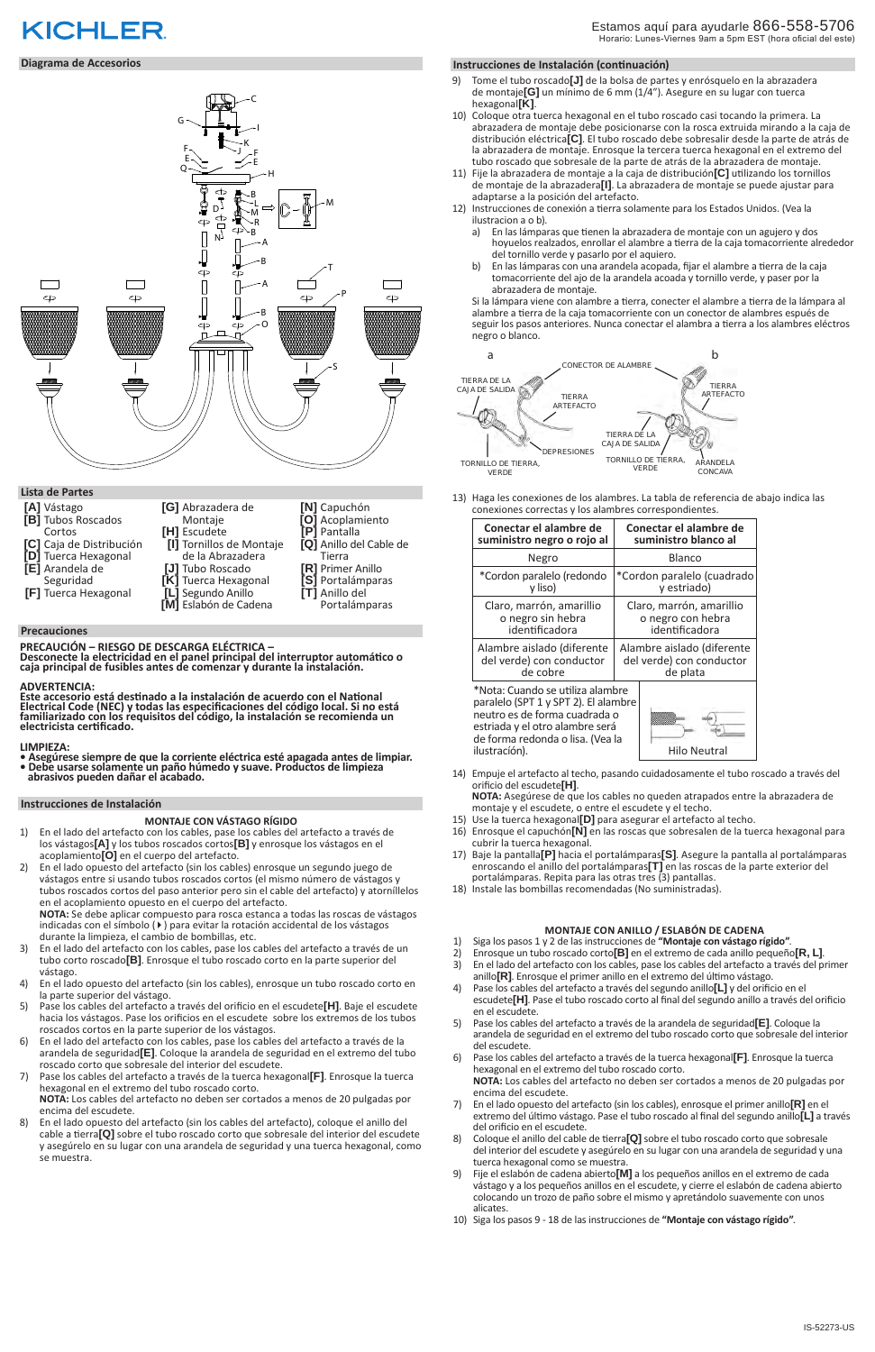KICHLER

Estamos aquí para ayudarle 866-558-5706
Horario: Lunes-Viernes 9am a 5pm EST (hora oficial del este)

## Diagrama de Accesorios

C
G
I
K
F
E
J
F
Q
E
H
B
D
L
M
M
R
N
B
A
B
A
T
P
B
O
S

## Lista de Partes

**[A]** Vástago
**[B]** Tubos Roscados Cortos
**[C]** Caja de Distribución
**[D]** Tuerca Hexagonal
**[E]** Arandela de Seguridad
**[F]** Tuerca Hexagonal
**[G]** Abrazadera de Montaje
**[H]** Escudete
**[I]** Tornillos de Montaje de la Abrazadera
**[J]** Tubo Roscado
**[K]** Tuerca Hexagonal
**[L]** Segundo Anillo
**[M]** Eslabón de Cadena
**[N]** Capuchón
**[O]** Acoplamiento
**[P]** Pantalla
**[Q]** Anillo del Cable de Tierra
**[R]** Primer Anillo
**[S]** Portalámparas
**[T]** Anillo del Portalámparas

## Precauciones

**PRECAUCIÓN – RIESGO DE DESCARGA ELÉCTRICA –**
**Desconecte la electricidad en el panel principal del interruptor automático o caja principal de fusibles antes de comenzar y durante la instalación.**

**ADVERTENCIA:**
**Este accesorio está destinado a la instalación de acuerdo con el National Electrical Code (NEC) y todas las especificaciones del código local. Si no está familiarizado con los requisitos del código, la instalación se recomienda un electricista certificado.**

**LIMPIEZA:**
- **Asegúrese siempre de que la corriente eléctrica esté apagada antes de limpiar.**
- **Debe usarse solamente un paño húmedo y suave. Productos de limpieza abrasivos pueden dañar el acabado.**

## Instrucciones de Instalación

### MONTAJE CON VÁSTAGO RÍGIDO

1) En el lado del artefacto con los cables, pase los cables del artefacto a través de los vástagos**[A]** y los tubos roscados cortos**[B]** y enrosque los vástagos en el acoplamiento**[O]** en el cuerpo del artefacto.
2) En el lado opuesto del artefacto (sin los cables) enrosque un segundo juego de vástagos entre si usando tubos roscados cortos (el mismo número de vástagos y tubos roscados cortos del paso anterior pero sin el cable del artefacto) y atornillelos en el acoplamiento opuesto en el cuerpo del artefacto.
**NOTA:** Se debe aplicar compuesto para rosca estanca a todas las roscas de vástagos indicadas con el símbolo (⏵) para evitar la rotación accidental de los vástagos durante la limpieza, el cambio de bombillas, etc.
3) En el lado del artefacto con los cables, pase los cables del artefacto a través de un tubo corto roscado**[B]**. Enrosque el tubo roscado corto en la parte superior del vástago.
4) En el lado opuesto del artefacto (sin los cables), enrosque un tubo roscado corto en la parte superior del vástago.
5) Pase los cables del artefacto a través del orificio en el escudete**[H]**. Baje el escudete hacia los vástagos. Pase los orificios en el escudete sobre los extremos de los tubos roscados cortos en la parte superior de los vástagos.
6) En el lado del artefacto con los cables, pase los cables del artefacto a través de la arandela de seguridad**[E]**. Coloque la arandela de seguridad en el extremo del tubo roscado corto que sobresale del interior del escudete.
7) Pase los cables del artefacto a través de la tuerca hexagonal**[F]**. Enrosque la tuerca hexagonal en el extremo del tubo roscado corto.
**NOTA:** Los cables del artefacto no deben ser cortados a menos de 20 pulgadas por encima del escudete.
8) En el lado opuesto del artefacto (sin los cables del artefacto), coloque el anillo del cable a tierra**[Q]** sobre el tubo roscado corto que sobresale del interior del escudete y asegúrelo en su lugar con una arandela de seguridad y una tuerca hexagonal, como se muestra.

## Instrucciones de Instalación (continuación)

9) Tome el tubo roscado**[J]** de la bolsa de partes y enrósquelo en la abrazadera de montaje**[G]** un mínimo de 6 mm (1/4"). Asegure en su lugar con tuerca hexagonal**[K]**.
10) Coloque otra tuerca hexagonal en el tubo roscado casi tocando la primera. La abrazadera de montaje debe posicionarse con la rosca extruida mirando a la caja de distribución eléctrica**[C]**. El tubo roscado debe sobresalir desde la parte de atrás de la abrazadera de montaje. Enrosque la tercera tuerca hexagonal en el extremo del tubo roscado que sobresale de la parte de atrás de la abrazadera de montaje.
11) Fije la abrazadera de montaje a la caja de distribución**[C]** utilizando los tornillos de montaje de la abrazadera**[I]**. La abrazadera de montaje se puede ajustar para adaptarse a la posición del artefacto.
12) Instrucciones de conexión a tierra solamente para los Estados Unidos. (Vea la ilustracion a o b).
    a) En las lámparas que tienen la abrazadera de montaje con un agujero y dos hoyuelos realzados, enrollar el alambre a tierra de la caja tomacorriente alrededor del tornillo verde y pasarlo por el aquiero.
    b) En las lámparas con una arandela acopada, fijar el alambre a tierra de la caja tomacorriente del ajo de la arandela acoada y tornillo verde, y paser por la abrazadera de montaje.

    Si la lámpara viene con alambre a tierra, conecter el alambre a tierra de la lámpara al alambre a tierra de la caja tomacorriente con un conector de alambres después de seguir los pasos anteriores. Nunca conectar el alambra a tierra a los alambres eléctrons negro o blanco.

a
b
CONECTOR DE ALAMBRE
TIERRA DE LA CAJA DE SALIDA
TIERRA ARTEFACTO
DEPRESIONES
TORNILLO DE TIERRA, VERDE
TIERRA ARTEFACTO
TIERRA DE LA CAJA DE SALIDA
TORNILLO DE TIERRA, VERDE
ARANDELA CONCAVA

13) Haga las conexiones de los alambres. La tabla de referencia de abajo indica las conexiones correctas y los alambres correspondientes.

| Conectar el alambre de suministro negro o rojo al | Conectar el alambre de suministro blanco al |
|---|---|
| Negro | Blanco |
| *Cordon paralelo (redondo y liso) | *Cordon paralelo (cuadrado y estriado) |
| Claro, marrón, amarillio o negro sin hebra identificadora | Claro, marrón, amarillio o negro con hebra identificadora |
| Alambre aislado (diferente del verde) con conductor de cobre | Alambre aislado (diferente del verde) con conductor de plata |
| *Nota: Cuando se utiliza alambre paralelo (SPT 1 y SPT 2). El alambre neutro es de forma cuadrada o estriada y el otro alambre será de forma redonda o lisa. (Vea la ilustración). | Hilo Neutral |

14) Empuje el artefacto al techo, pasando cuidadosamente el tubo roscado a través del orificio del escudete**[H]**.
**NOTA:** Asegúrese de que los cables no queden atrapados entre la abrazadera de montaje y el escudete, o entre el escudete y el techo.
15) Use la tuerca hexagonal**[D]** para asegurar el artefacto al techo.
16) Enrosque el capuchón**[N]** en las roscas que sobresalen de la tuerca hexagonal para cubrir la tuerca hexagonal.
17) Baje la pantalla**[P]** hacia el portalámparas**[S]**. Asegure la pantalla al portalámparas enroscando el anillo del portalámparas**[T]** en las roscas de la parte exterior del portalámparas. Repita para las otras tres (3) pantallas.
18) Instale las bombillas recomendadas (No suministradas).

### MONTAJE CON ANILLO / ESLABÓN DE CADENA

1) Siga los pasos 1 y 2 de las instrucciones de **"Montaje con vástago rígido"**.
2) Enrosque un tubo roscado corto**[B]** en el extremo de cada anillo pequeño**[R, L]**.
3) En el lado del artefacto con los cables, pase los cables del artefacto a través del primer anillo**[R]**. Enrosque el primer anillo en el extremo del último vástago.
4) Pase los cables del artefacto a través del segundo anillo**[L]** y del orificio en el escudete**[H]**. Pase el tubo roscado corto al final del segundo anillo a través del orificio en el escudete.
5) Pase los cables del artefacto a través de la arandela de seguridad**[E]**. Coloque la arandela de seguridad en el extremo del tubo roscado corto que sobresale del interior del escudete.
6) Pase los cables del artefacto a través de la tuerca hexagonal**[F]**. Enrosque la tuerca hexagonal en el extremo del tubo roscado corto.
**NOTA:** Los cables del artefacto no deben ser cortados a menos de 20 pulgadas por encima del escudete.
7) En el lado opuesto del artefacto (sin los cables), enrosque el primer anillo**[R]** en el extremo del último vástago. Pase el tubo roscado al final del segundo anillo**[L]** a través del orificio en el escudete.
8) Coloque el anillo del cable de tierra**[Q]** sobre el tubo roscado corto que sobresale del interior del escudete y asegúrelo en su lugar con una arandela de seguridad y una tuerca hexagonal como se muestra.
9) Fije el eslabón de cadena abierto**[M]** a los pequeños anillos en el extremo de cada vástago y a los pequeños anillos en el escudete, y cierre el eslabón de cadena abierto colocando un trozo de paño sobre el mismo y apretándolo suavemente con unos alicates.
10) Siga los pasos 9 - 18 de las instrucciones de **"Montaje con vástago rígido"**.

IS-52273-US